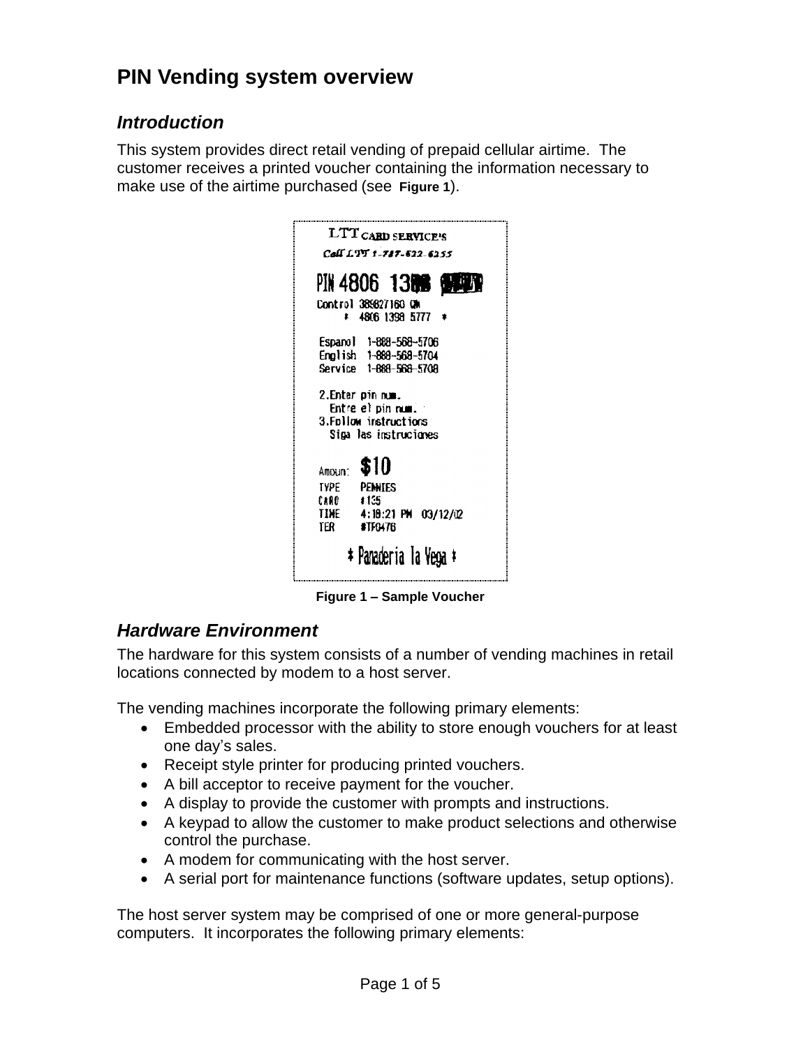# PIN Vending system overview

## *Introduction*

This system provides direct retail vending of prepaid cellular airtime. The customer receives a printed voucher containing the information necessary to make use of the airtime purchased (see **Figure 1**).

**Figure 1 – Sample Voucher**

## *Hardware Environment*

The hardware for this system consists of a number of vending machines in retail locations connected by modem to a host server.

The vending machines incorporate the following primary elements:

- Embedded processor with the ability to store enough vouchers for at least one day's sales.
- Receipt style printer for producing printed vouchers.
- A bill acceptor to receive payment for the voucher.
- A display to provide the customer with prompts and instructions.
- A keypad to allow the customer to make product selections and otherwise control the purchase.
- A modem for communicating with the host server.
- A serial port for maintenance functions (software updates, setup options).

The host server system may be comprised of one or more general-purpose computers. It incorporates the following primary elements: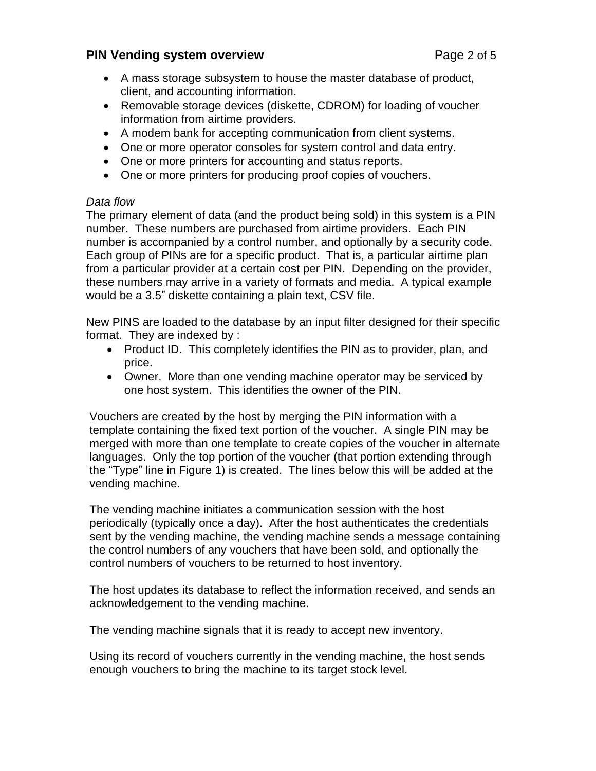- A mass storage subsystem to house the master database of product, client, and accounting information.
- Removable storage devices (diskette, CDROM) for loading of voucher information from airtime providers.
- A modem bank for accepting communication from client systems.
- One or more operator consoles for system control and data entry.
- One or more printers for accounting and status reports.
- One or more printers for producing proof copies of vouchers.

*Data flow*

The primary element of data (and the product being sold) in this system is a PIN number. These numbers are purchased from airtime providers. Each PIN number is accompanied by a control number, and optionally by a security code. Each group of PINs are for a specific product. That is, a particular airtime plan from a particular provider at a certain cost per PIN. Depending on the provider, these numbers may arrive in a variety of formats and media. A typical example would be a 3.5" diskette containing a plain text, CSV file.

New PINS are loaded to the database by an input filter designed for their specific format. They are indexed by :

- Product ID. This completely identifies the PIN as to provider, plan, and price.
- Owner. More than one vending machine operator may be serviced by one host system. This identifies the owner of the PIN.

Vouchers are created by the host by merging the PIN information with a template containing the fixed text portion of the voucher. A single PIN may be merged with more than one template to create copies of the voucher in alternate languages. Only the top portion of the voucher (that portion extending through the "Type" line in Figure 1) is created. The lines below this will be added at the vending machine.

The vending machine initiates a communication session with the host periodically (typically once a day). After the host authenticates the credentials sent by the vending machine, the vending machine sends a message containing the control numbers of any vouchers that have been sold, and optionally the control numbers of vouchers to be returned to host inventory.

The host updates its database to reflect the information received, and sends an acknowledgement to the vending machine.

The vending machine signals that it is ready to accept new inventory.

Using its record of vouchers currently in the vending machine, the host sends enough vouchers to bring the machine to its target stock level.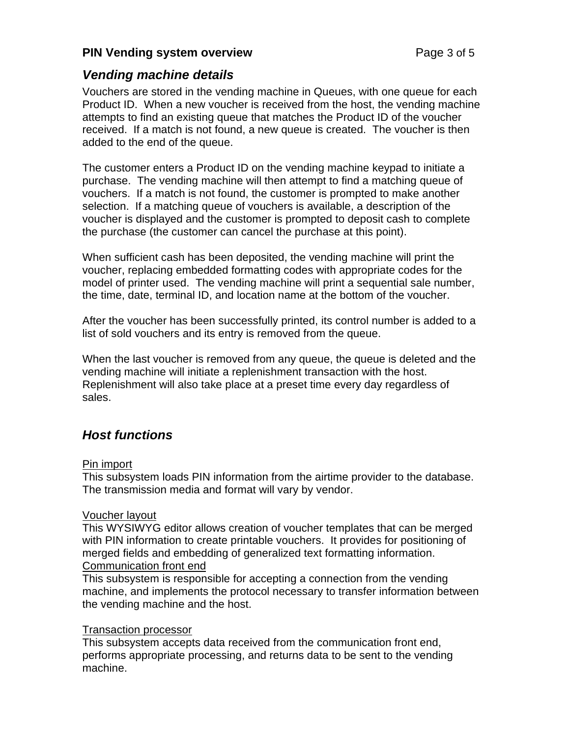## *Vending machine details*

Vouchers are stored in the vending machine in Queues, with one queue for each Product ID. When a new voucher is received from the host, the vending machine attempts to find an existing queue that matches the Product ID of the voucher received. If a match is not found, a new queue is created. The voucher is then added to the end of the queue.

The customer enters a Product ID on the vending machine keypad to initiate a purchase. The vending machine will then attempt to find a matching queue of vouchers. If a match is not found, the customer is prompted to make another selection. If a matching queue of vouchers is available, a description of the voucher is displayed and the customer is prompted to deposit cash to complete the purchase (the customer can cancel the purchase at this point).

When sufficient cash has been deposited, the vending machine will print the voucher, replacing embedded formatting codes with appropriate codes for the model of printer used. The vending machine will print a sequential sale number, the time, date, terminal ID, and location name at the bottom of the voucher.

After the voucher has been successfully printed, its control number is added to a list of sold vouchers and its entry is removed from the queue.

When the last voucher is removed from any queue, the queue is deleted and the vending machine will initiate a replenishment transaction with the host. Replenishment will also take place at a preset time every day regardless of sales.

## *Host functions*

<u>Pin import</u>
This subsystem loads PIN information from the airtime provider to the database. The transmission media and format will vary by vendor.

<u>Voucher layout</u>
This WYSIWYG editor allows creation of voucher templates that can be merged with PIN information to create printable vouchers. It provides for positioning of merged fields and embedding of generalized text formatting information.

<u>Communication front end</u>
This subsystem is responsible for accepting a connection from the vending machine, and implements the protocol necessary to transfer information between the vending machine and the host.

<u>Transaction processor</u>
This subsystem accepts data received from the communication front end, performs appropriate processing, and returns data to be sent to the vending machine.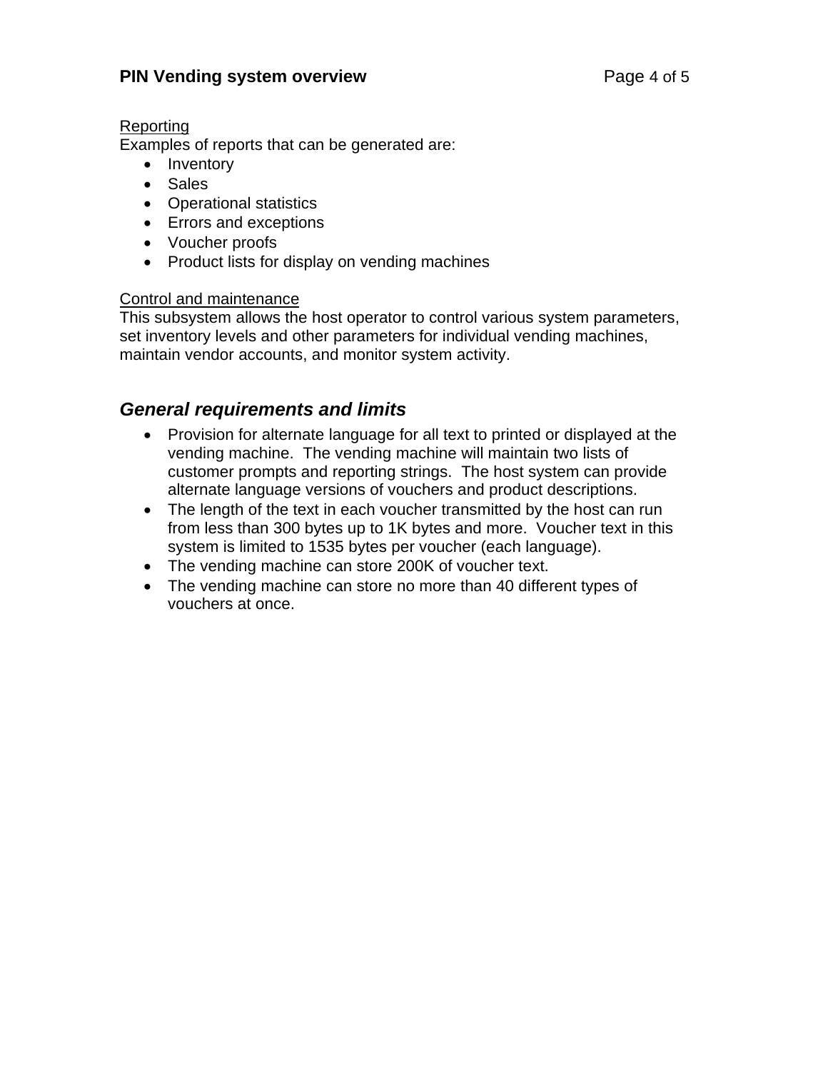Reporting

Examples of reports that can be generated are:

- Inventory
- Sales
- Operational statistics
- Errors and exceptions
- Voucher proofs
- Product lists for display on vending machines

Control and maintenance

This subsystem allows the host operator to control various system parameters, set inventory levels and other parameters for individual vending machines, maintain vendor accounts, and monitor system activity.

## *General requirements and limits*

- Provision for alternate language for all text to printed or displayed at the vending machine. The vending machine will maintain two lists of customer prompts and reporting strings. The host system can provide alternate language versions of vouchers and product descriptions.
- The length of the text in each voucher transmitted by the host can run from less than 300 bytes up to 1K bytes and more. Voucher text in this system is limited to 1535 bytes per voucher (each language).
- The vending machine can store 200K of voucher text.
- The vending machine can store no more than 40 different types of vouchers at once.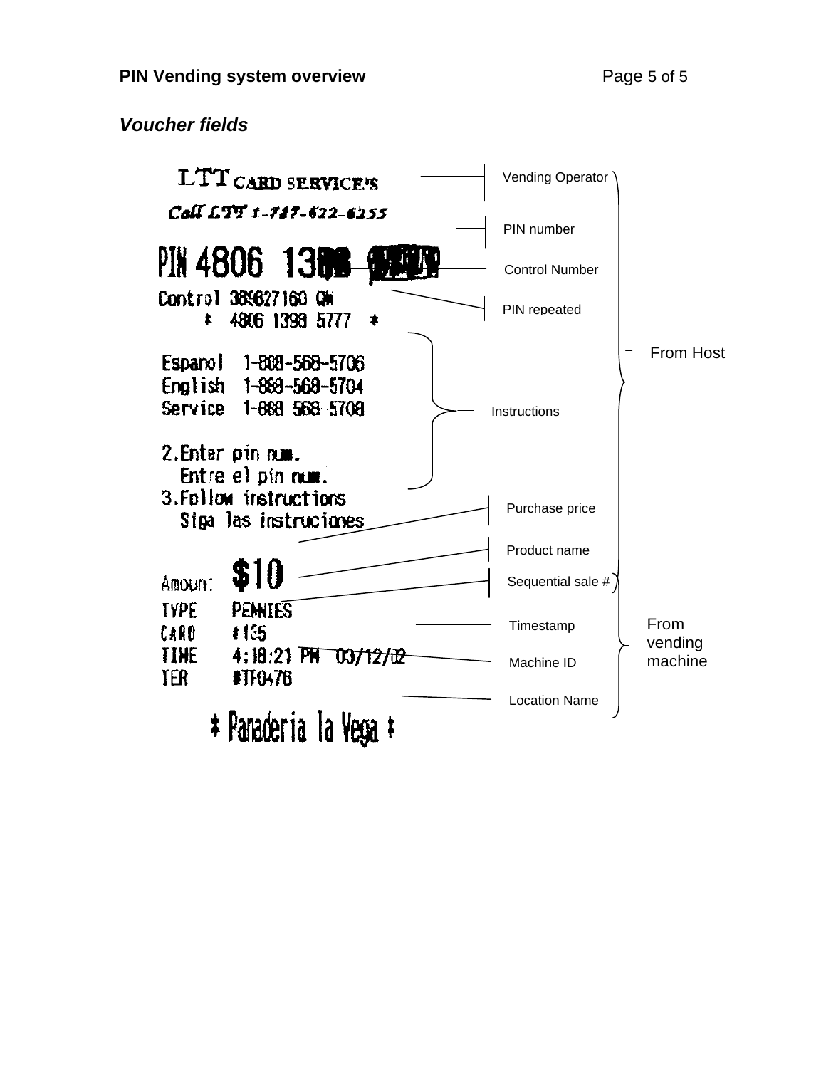*Voucher fields*

LTT CARD SERVICE'S

Call LTT 1-717-622-6255

PIN 4806 13

Control 389827160 GM

\* 4806 1398 5777 \*

Espanol 1-888-568-5706

English 1-888-568-5704

Service 1-888-568-5708

2.Enter pin num.

Entre el pin num.

3.Follow instructions

Siga las instruciones

Amount: $10

TYPE PENNIES

CARD #135

TIME 4:18:21 PM 03/12/02

TER #TF0476

\* Panaderia la Vega \*

Vending Operator

PIN number

Control Number

PIN repeated

Instructions

Purchase price

Product name

Sequential sale #

Timestamp

Machine ID

Location Name

From Host

From vending machine